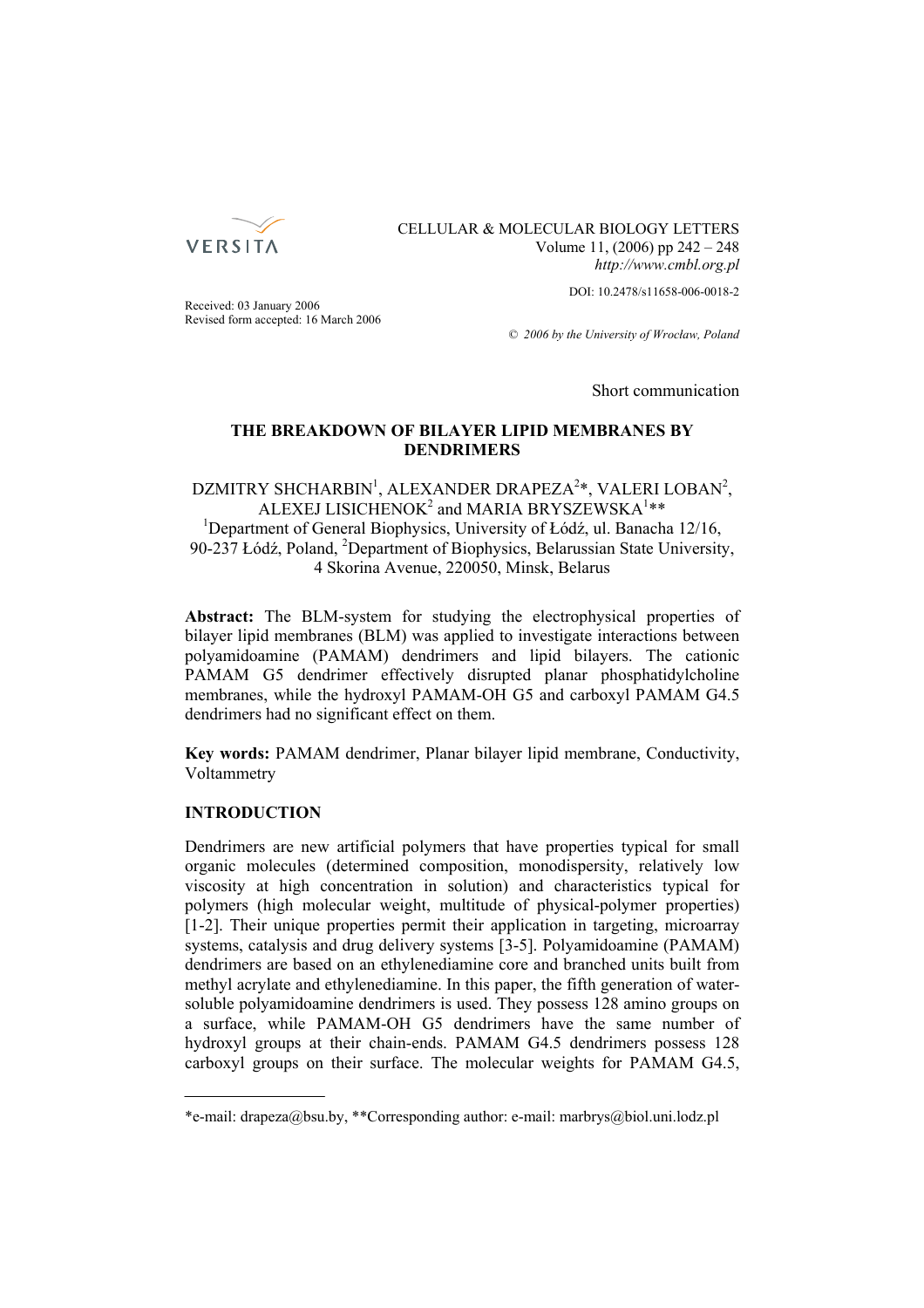Received: 03 January 2006
Revised form accepted: 16 March 2006

DOI: 10.2478/s11658-006-0018-2

© 2006 by the University of Wroclaw, Poland

Short communication

# THE BREAKDOWN OF BILAYER LIPID MEMBRANES BY DENDRIMERS

DZMITRY SHCHARBIN[1], ALEXANDER DRAPEZA[2]*, VALERI LOBAN[2], ALEXEJ LISICHENOK[2] and MARIA BRYSZEWSKA[1]**

[1]Department of General Biophysics, University of Łódź, ul. Banacha 12/16, 90-237 Łódź, Poland, [2]Department of Biophysics, Belarussian State University, 4 Skorina Avenue, 220050, Minsk, Belarus

**Abstract:** The BLM-system for studying the electrophysical properties of bilayer lipid membranes (BLM) was applied to investigate interactions between polyamidoamine (PAMAM) dendrimers and lipid bilayers. The cationic PAMAM G5 dendrimer effectively disrupted planar phosphatidylcholine membranes, while the hydroxyl PAMAM-OH G5 and carboxyl PAMAM G4.5 dendrimers had no significant effect on them.

**Key words:** PAMAM dendrimer, Planar bilayer lipid membrane, Conductivity, Voltammetry

## INTRODUCTION

Dendrimers are new artificial polymers that have properties typical for small organic molecules (determined composition, monodispersity, relatively low viscosity at high concentration in solution) and characteristics typical for polymers (high molecular weight, multitude of physical-polymer properties) [1-2]. Their unique properties permit their application in targeting, microarray systems, catalysis and drug delivery systems [3-5]. Polyamidoamine (PAMAM) dendrimers are based on an ethylenediamine core and branched units built from methyl acrylate and ethylenediamine. In this paper, the fifth generation of water-soluble polyamidoamine dendrimers is used. They possess 128 amino groups on a surface, while PAMAM-OH G5 dendrimers have the same number of hydroxyl groups at their chain-ends. PAMAM G4.5 dendrimers possess 128 carboxyl groups on their surface. The molecular weights for PAMAM G4.5,

*e-mail: drapeza@bsu.by, **Corresponding author: e-mail: marbrys@biol.uni.lodz.pl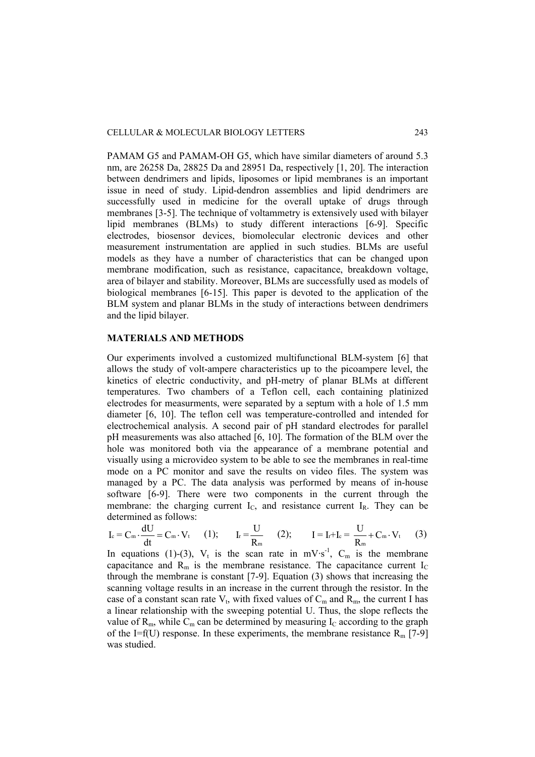PAMAM G5 and PAMAM-OH G5, which have similar diameters of around 5.3 nm, are 26258 Da, 28825 Da and 28951 Da, respectively [1, 20]. The interaction between dendrimers and lipids, liposomes or lipid membranes is an important issue in need of study. Lipid-dendron assemblies and lipid dendrimers are successfully used in medicine for the overall uptake of drugs through membranes [3-5]. The technique of voltammetry is extensively used with bilayer lipid membranes (BLMs) to study different interactions [6-9]. Specific electrodes, biosensor devices, biomolecular electronic devices and other measurement instrumentation are applied in such studies. BLMs are useful models as they have a number of characteristics that can be changed upon membrane modification, such as resistance, capacitance, breakdown voltage, area of bilayer and stability. Moreover, BLMs are successfully used as models of biological membranes [6-15]. This paper is devoted to the application of the BLM system and planar BLMs in the study of interactions between dendrimers and the lipid bilayer.

## MATERIALS AND METHODS

Our experiments involved a customized multifunctional BLM-system [6] that allows the study of volt-ampere characteristics up to the picoampere level, the kinetics of electric conductivity, and pH-metry of planar BLMs at different temperatures. Two chambers of a Teflon cell, each containing platinized electrodes for measurments, were separated by a septum with a hole of 1.5 mm diameter [6, 10]. The teflon cell was temperature-controlled and intended for electrochemical analysis. A second pair of pH standard electrodes for parallel pH measurements was also attached [6, 10]. The formation of the BLM over the hole was monitored both via the appearance of a membrane potential and visually using a microvideo system to be able to see the membranes in real-time mode on a PC monitor and save the results on video files. The system was managed by a PC. The data analysis was performed by means of in-house software [6-9]. There were two components in the current through the membrane: the charging current $I_C$, and resistance current $I_R$. They can be determined as follows:

$$I_c = C_m \cdot \frac{dU}{dt} = C_m \cdot V_t \quad (1); \qquad I_r = \frac{U}{R_m} \quad (2); \qquad I = I_r + I_c = \frac{U}{R_m} + C_m \cdot V_t \quad (3)$$

In equations (1)-(3), $V_t$ is the scan rate in $mV \cdot s^{-1}$, $C_m$ is the membrane capacitance and $R_m$ is the membrane resistance. The capacitance current $I_C$ through the membrane is constant [7-9]. Equation (3) shows that increasing the scanning voltage results in an increase in the current through the resistor. In the case of a constant scan rate $V_t$, with fixed values of $C_m$ and $R_m$, the current I has a linear relationship with the sweeping potential U. Thus, the slope reflects the value of $R_m$, while $C_m$ can be determined by measuring $I_C$ according to the graph of the I=f(U) response. In these experiments, the membrane resistance $R_m$ [7-9] was studied.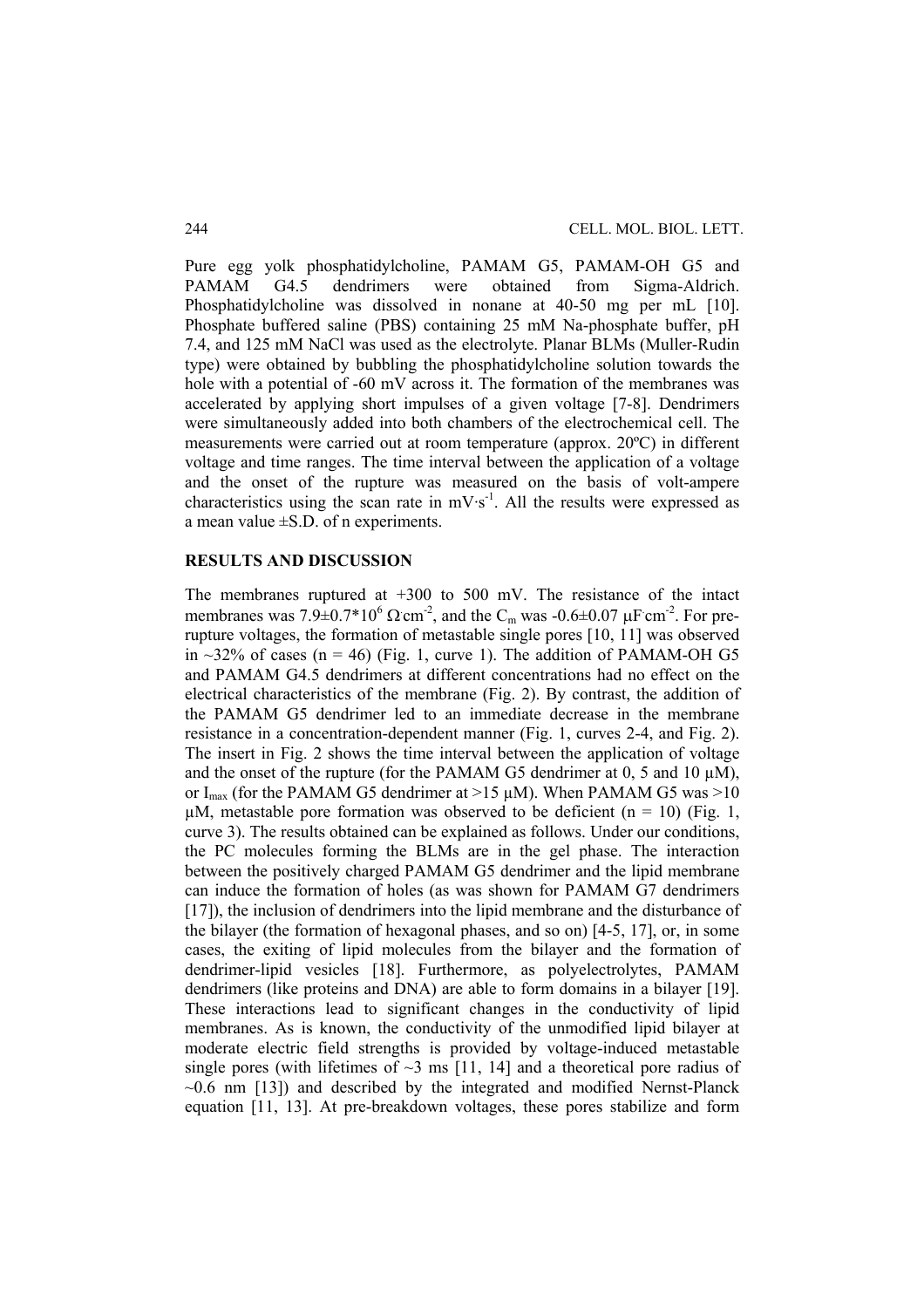Pure egg yolk phosphatidylcholine, PAMAM G5, PAMAM-OH G5 and PAMAM G4.5 dendrimers were obtained from Sigma-Aldrich. Phosphatidylcholine was dissolved in nonane at 40-50 mg per mL [10]. Phosphate buffered saline (PBS) containing 25 mM Na-phosphate buffer, pH 7.4, and 125 mM NaCl was used as the electrolyte. Planar BLMs (Muller-Rudin type) were obtained by bubbling the phosphatidylcholine solution towards the hole with a potential of -60 mV across it. The formation of the membranes was accelerated by applying short impulses of a given voltage [7-8]. Dendrimers were simultaneously added into both chambers of the electrochemical cell. The measurements were carried out at room temperature (approx. 20ºC) in different voltage and time ranges. The time interval between the application of a voltage and the onset of the rupture was measured on the basis of volt-ampere characteristics using the scan rate in $mV \cdot s^{-1}$. All the results were expressed as a mean value ±S.D. of n experiments.

## RESULTS AND DISCUSSION

The membranes ruptured at +300 to 500 mV. The resistance of the intact membranes was $7.9 \pm 0.7 \cdot 10^6$ $\Omega \cdot cm^{-2}$, and the $C_m$ was $-0.6 \pm 0.07$ $\mu F \cdot cm^{-2}$. For pre-rupture voltages, the formation of metastable single pores [10, 11] was observed in ~32% of cases (n = 46) (Fig. 1, curve 1). The addition of PAMAM-OH G5 and PAMAM G4.5 dendrimers at different concentrations had no effect on the electrical characteristics of the membrane (Fig. 2). By contrast, the addition of the PAMAM G5 dendrimer led to an immediate decrease in the membrane resistance in a concentration-dependent manner (Fig. 1, curves 2-4, and Fig. 2). The insert in Fig. 2 shows the time interval between the application of voltage and the onset of the rupture (for the PAMAM G5 dendrimer at 0, 5 and 10 μM), or $I_{max}$ (for the PAMAM G5 dendrimer at >15 μM). When PAMAM G5 was >10 μM, metastable pore formation was observed to be deficient (n = 10) (Fig. 1, curve 3). The results obtained can be explained as follows. Under our conditions, the PC molecules forming the BLMs are in the gel phase. The interaction between the positively charged PAMAM G5 dendrimer and the lipid membrane can induce the formation of holes (as was shown for PAMAM G7 dendrimers [17]), the inclusion of dendrimers into the lipid membrane and the disturbance of the bilayer (the formation of hexagonal phases, and so on) [4-5, 17], or, in some cases, the exiting of lipid molecules from the bilayer and the formation of dendrimer-lipid vesicles [18]. Furthermore, as polyelectrolytes, PAMAM dendrimers (like proteins and DNA) are able to form domains in a bilayer [19]. These interactions lead to significant changes in the conductivity of lipid membranes. As is known, the conductivity of the unmodified lipid bilayer at moderate electric field strengths is provided by voltage-induced metastable single pores (with lifetimes of ~3 ms [11, 14] and a theoretical pore radius of ~0.6 nm [13]) and described by the integrated and modified Nernst-Planck equation [11, 13]. At pre-breakdown voltages, these pores stabilize and form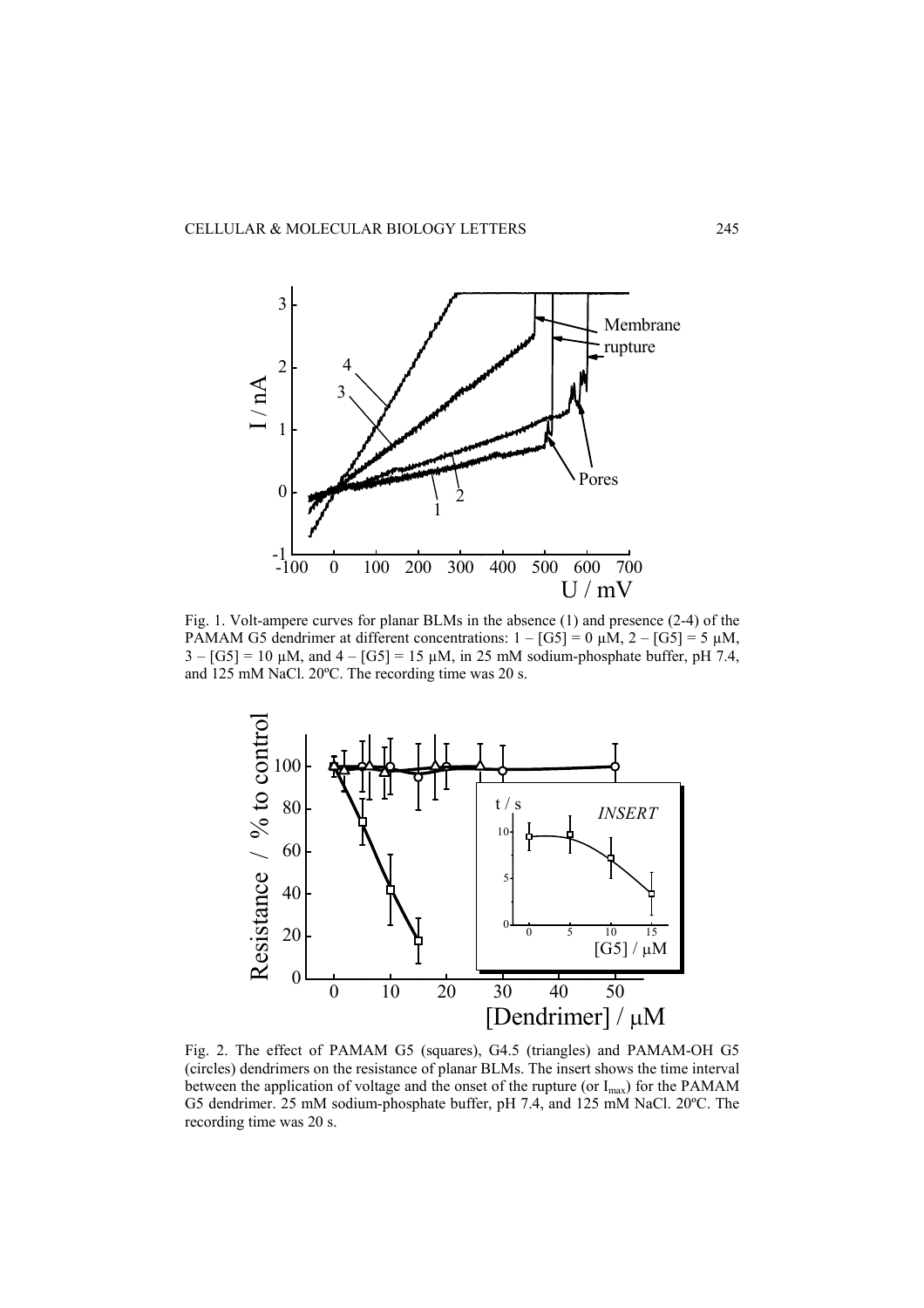Fig. 1. Volt-ampere curves for planar BLMs in the absence (1) and presence (2-4) of the PAMAM G5 dendrimer at different concentrations: 1 – [G5] = 0 μM, 2 – [G5] = 5 μM, 3 – [G5] = 10 μM, and 4 – [G5] = 15 μM, in 25 mM sodium-phosphate buffer, pH 7.4, and 125 mM NaCl. 20ºC. The recording time was 20 s.

Fig. 2. The effect of PAMAM G5 (squares), G4.5 (triangles) and PAMAM-OH G5 (circles) dendrimers on the resistance of planar BLMs. The insert shows the time interval between the application of voltage and the onset of the rupture (or $I_{max}$) for the PAMAM G5 dendrimer. 25 mM sodium-phosphate buffer, pH 7.4, and 125 mM NaCl. 20ºC. The recording time was 20 s.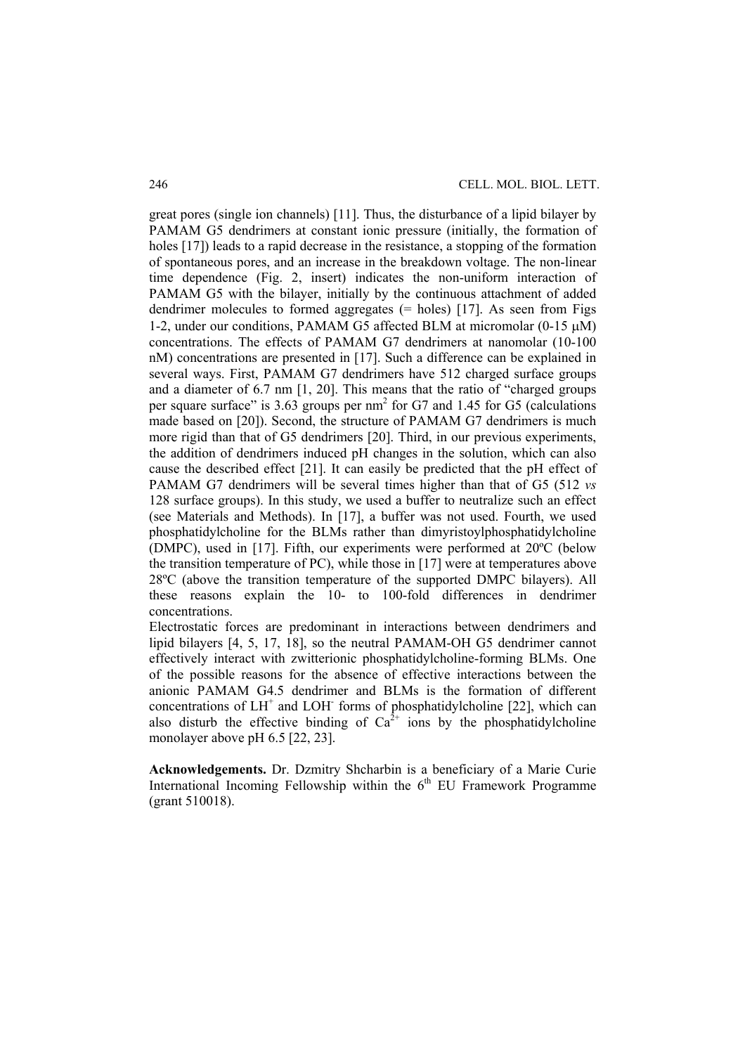great pores (single ion channels) [11]. Thus, the disturbance of a lipid bilayer by PAMAM G5 dendrimers at constant ionic pressure (initially, the formation of holes [17]) leads to a rapid decrease in the resistance, a stopping of the formation of spontaneous pores, and an increase in the breakdown voltage. The non-linear time dependence (Fig. 2, insert) indicates the non-uniform interaction of PAMAM G5 with the bilayer, initially by the continuous attachment of added dendrimer molecules to formed aggregates (= holes) [17]. As seen from Figs 1-2, under our conditions, PAMAM G5 affected BLM at micromolar (0-15 μM) concentrations. The effects of PAMAM G7 dendrimers at nanomolar (10-100 nM) concentrations are presented in [17]. Such a difference can be explained in several ways. First, PAMAM G7 dendrimers have 512 charged surface groups and a diameter of 6.7 nm [1, 20]. This means that the ratio of "charged groups per square surface" is 3.63 groups per $nm^2$ for G7 and 1.45 for G5 (calculations made based on [20]). Second, the structure of PAMAM G7 dendrimers is much more rigid than that of G5 dendrimers [20]. Third, in our previous experiments, the addition of dendrimers induced pH changes in the solution, which can also cause the described effect [21]. It can easily be predicted that the pH effect of PAMAM G7 dendrimers will be several times higher than that of G5 (512 *vs* 128 surface groups). In this study, we used a buffer to neutralize such an effect (see Materials and Methods). In [17], a buffer was not used. Fourth, we used phosphatidylcholine for the BLMs rather than dimyristoylphosphatidylcholine (DMPC), used in [17]. Fifth, our experiments were performed at 20ºC (below the transition temperature of PC), while those in [17] were at temperatures above 28ºC (above the transition temperature of the supported DMPC bilayers). All these reasons explain the 10- to 100-fold differences in dendrimer concentrations.

Electrostatic forces are predominant in interactions between dendrimers and lipid bilayers [4, 5, 17, 18], so the neutral PAMAM-OH G5 dendrimer cannot effectively interact with zwitterionic phosphatidylcholine-forming BLMs. One of the possible reasons for the absence of effective interactions between the anionic PAMAM G4.5 dendrimer and BLMs is the formation of different concentrations of $LH^+$ and $LOH^-$ forms of phosphatidylcholine [22], which can also disturb the effective binding of $Ca^{2+}$ ions by the phosphatidylcholine monolayer above pH 6.5 [22, 23].

**Acknowledgements.** Dr. Dzmitry Shcharbin is a beneficiary of a Marie Curie International Incoming Fellowship within the 6th EU Framework Programme (grant 510018).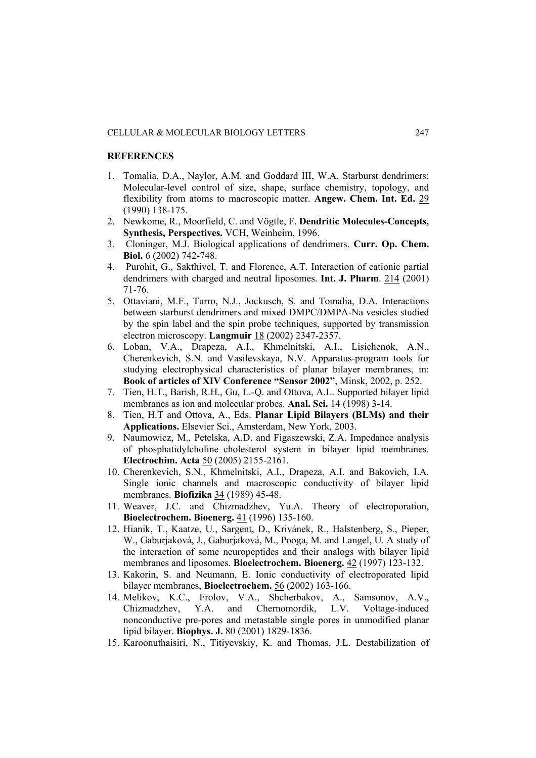## REFERENCES

1. Tomalia, D.A., Naylor, A.M. and Goddard III, W.A. Starburst dendrimers: Molecular-level control of size, shape, surface chemistry, topology, and flexibility from atoms to macroscopic matter. **Angew. Chem. Int. Ed.** 29 (1990) 138-175.
2. Newkome, R., Moorfield, C. and Vögtle, F. **Dendritic Molecules-Concepts, Synthesis, Perspectives.** VCH, Weinheim, 1996.
3. Cloninger, M.J. Biological applications of dendrimers. **Curr. Op. Chem. Biol.** 6 (2002) 742-748.
4. Purohit, G., Sakthivel, T. and Florence, A.T. Interaction of cationic partial dendrimers with charged and neutral liposomes. **Int. J. Pharm**. 214 (2001) 71-76.
5. Ottaviani, M.F., Turro, N.J., Jockusch, S. and Tomalia, D.A. Interactions between starburst dendrimers and mixed DMPC/DMPA-Na vesicles studied by the spin label and the spin probe techniques, supported by transmission electron microscopy. **Langmuir** 18 (2002) 2347-2357.
6. Loban, V.A., Drapeza, A.I., Khmelnitski, A.I., Lisichenok, A.N., Cherenkevich, S.N. and Vasilevskaya, N.V. Apparatus-program tools for studying electrophysical characteristics of planar bilayer membranes, in: **Book of articles of XIV Conference "Sensor 2002"**, Minsk, 2002, p. 252.
7. Tien, H.T., Barish, R.H., Gu, L.-Q. and Ottova, A.L. Supported bilayer lipid membranes as ion and molecular probes. **Anal. Sci.** 14 (1998) 3-14.
8. Tien, H.T and Ottova, A., Eds. **Planar Lipid Bilayers (BLMs) and their Applications.** Elsevier Sci., Amsterdam, New York, 2003.
9. Naumowicz, M., Petelska, A.D. and Figaszewski, Z.A. Impedance analysis of phosphatidylcholine–cholesterol system in bilayer lipid membranes. **Electrochim. Acta** 50 (2005) 2155-2161.
10. Cherenkevich, S.N., Khmelnitski, A.I., Drapeza, A.I. and Bakovich, I.A. Single ionic channels and macroscopic conductivity of bilayer lipid membranes. **Biofizika** 34 (1989) 45-48.
11. Weaver, J.C. and Chizmadzhev, Yu.A. Theory of electroporation, **Bioelectrochem. Bioenerg.** 41 (1996) 135-160.
12. Hianik, T., Kaatze, U., Sargent, D., Krivánek, R., Halstenberg, S., Pieper, W., Gaburjaková, J., Gaburjaková, M., Pooga, M. and Langel, U. A study of the interaction of some neuropeptides and their analogs with bilayer lipid membranes and liposomes. **Bioelectrochem. Bioenerg.** 42 (1997) 123-132.
13. Kakorin, S. and Neumann, E. Ionic conductivity of electroporated lipid bilayer membranes, **Bioelectrochem.** 56 (2002) 163-166.
14. Melikov, K.C., Frolov, V.A., Shcherbakov, A., Samsonov, A.V., Chizmadzhev, Y.A. and Chernomordik, L.V. Voltage-induced nonconductive pre-pores and metastable single pores in unmodified planar lipid bilayer. **Biophys. J.** 80 (2001) 1829-1836.
15. Karoonuthaisiri, N., Titiyevskiy, K. and Thomas, J.L. Destabilization of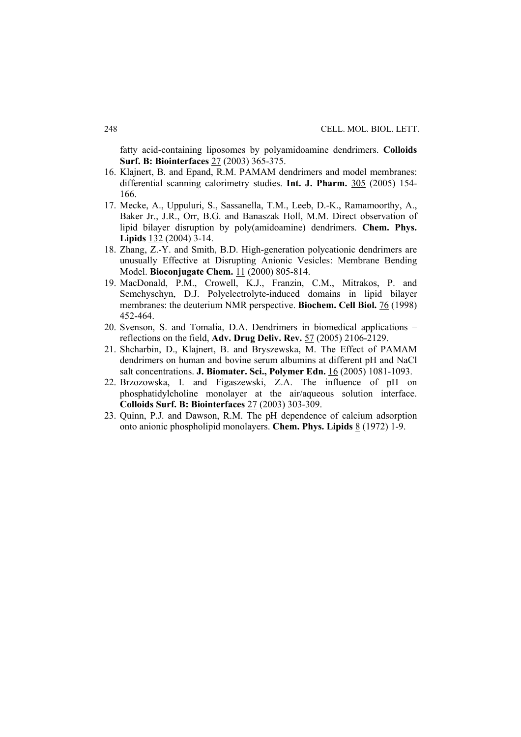fatty acid-containing liposomes by polyamidoamine dendrimers. **Colloids Surf. B: Biointerfaces** 27 (2003) 365-375.

16. Klajnert, B. and Epand, R.M. PAMAM dendrimers and model membranes: differential scanning calorimetry studies. **Int. J. Pharm.** 305 (2005) 154-166.
17. Mecke, A., Uppuluri, S., Sassanella, T.M., Leeb, D.-K., Ramamoorthy, A., Baker Jr., J.R., Orr, B.G. and Banaszak Holl, M.M. Direct observation of lipid bilayer disruption by poly(amidoamine) dendrimers. **Chem. Phys. Lipids** 132 (2004) 3-14.
18. Zhang, Z.-Y. and Smith, B.D. High-generation polycationic dendrimers are unusually Effective at Disrupting Anionic Vesicles: Membrane Bending Model. **Bioconjugate Chem.** 11 (2000) 805-814.
19. MacDonald, P.M., Crowell, K.J., Franzin, C.M., Mitrakos, P. and Semchyschyn, D.J. Polyelectrolyte-induced domains in lipid bilayer membranes: the deuterium NMR perspective. **Biochem. Cell Biol.** 76 (1998) 452-464.
20. Svenson, S. and Tomalia, D.A. Dendrimers in biomedical applications – reflections on the field, **Adv. Drug Deliv. Rev.** 57 (2005) 2106-2129.
21. Shcharbin, D., Klajnert, B. and Bryszewska, M. The Effect of PAMAM dendrimers on human and bovine serum albumins at different pH and NaCl salt concentrations. **J. Biomater. Sci., Polymer Edn.** 16 (2005) 1081-1093.
22. Brzozowska, I. and Figaszewski, Z.A. The influence of pH on phosphatidylcholine monolayer at the air/aqueous solution interface. **Colloids Surf. B: Biointerfaces** 27 (2003) 303-309.
23. Quinn, P.J. and Dawson, R.M. The pH dependence of calcium adsorption onto anionic phospholipid monolayers. **Chem. Phys. Lipids** 8 (1972) 1-9.